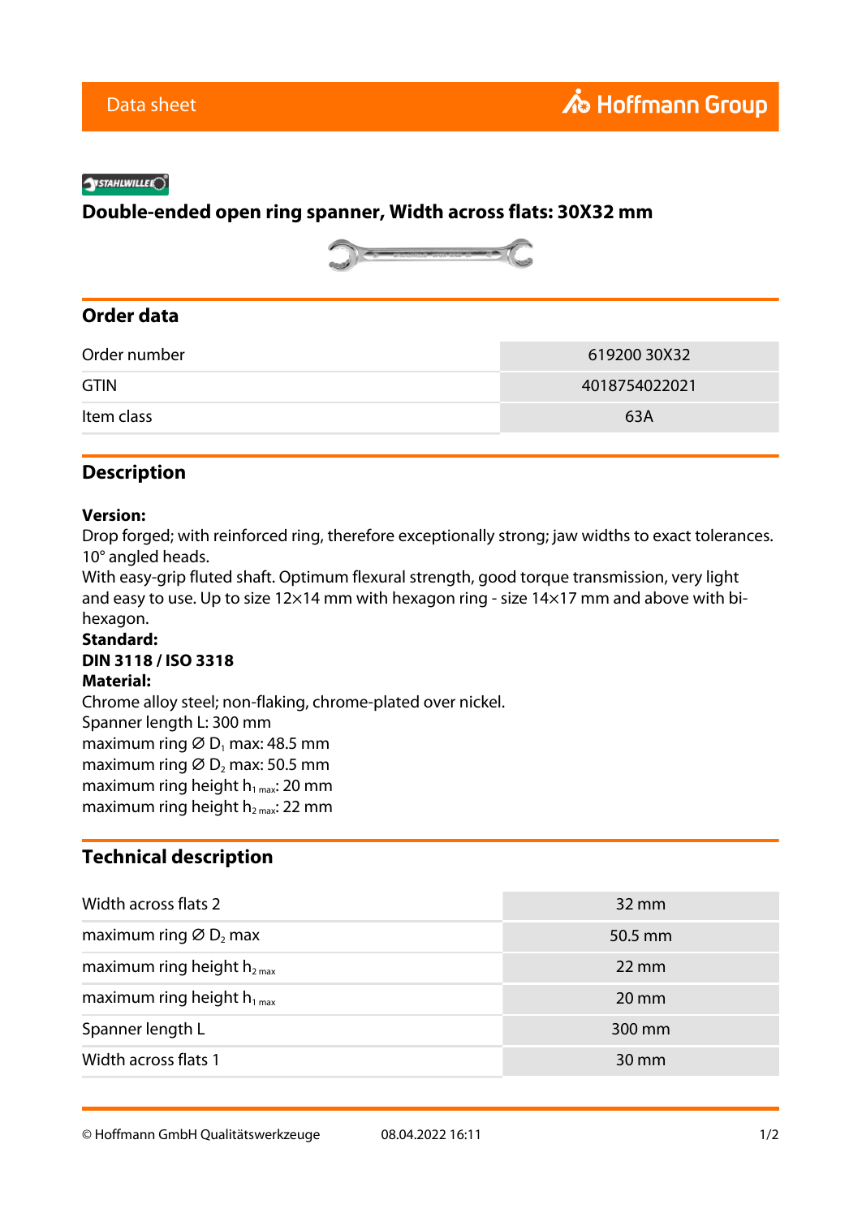Data sheet

Hoffmann Group

# Double-ended open ring spanner, Width across flats: 30X32 mm

## Order data

| | |
|---|---|
| Order number | 619200 30X32 |
| GTIN | 4018754022021 |
| Item class | 63A |

## Description

**Version:**
Drop forged; with reinforced ring, therefore exceptionally strong; jaw widths to exact tolerances. 10° angled heads.
With easy-grip fluted shaft. Optimum flexural strength, good torque transmission, very light and easy to use. Up to size 12×14 mm with hexagon ring - size 14×17 mm and above with bi-hexagon.
**Standard:**
**DIN 3118 / ISO 3318**
**Material:**
Chrome alloy steel; non-flaking, chrome-plated over nickel.
Spanner length L: 300 mm
maximum ring Ø $D_1$ max: 48.5 mm
maximum ring Ø $D_2$ max: 50.5 mm
maximum ring height $h_{1\,max}$: 20 mm
maximum ring height $h_{2\,max}$: 22 mm

## Technical description

| | |
|---|---|
| Width across flats 2 | 32 mm |
| maximum ring Ø $D_2$ max | 50.5 mm |
| maximum ring height $h_{2\,max}$ | 22 mm |
| maximum ring height $h_{1\,max}$ | 20 mm |
| Spanner length L | 300 mm |
| Width across flats 1 | 30 mm |

© Hoffmann GmbH Qualitätswerkzeuge 08.04.2022 16:11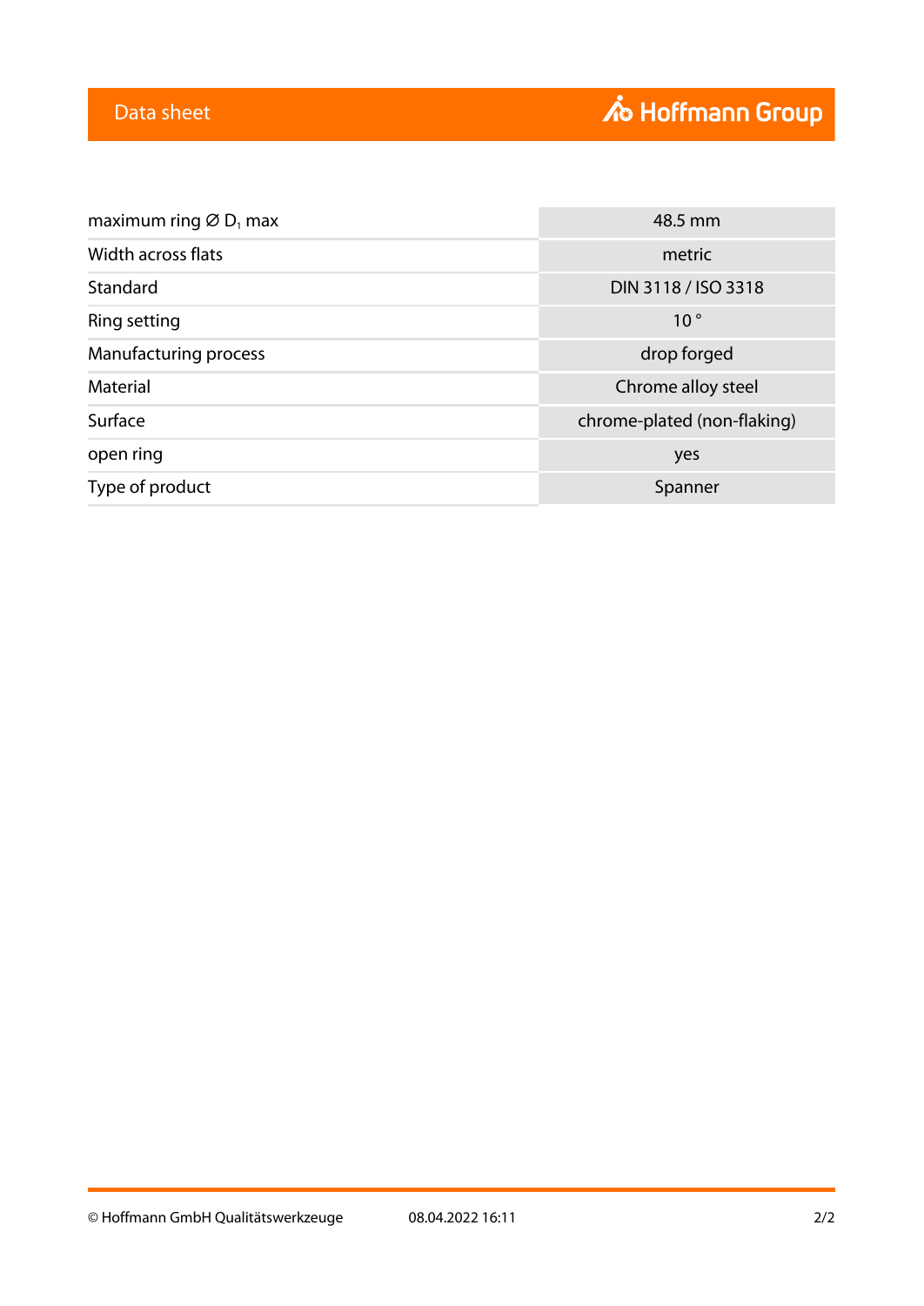| | |
|---|---|
| maximum ring Ø $D_1$ max | 48.5 mm |
| Width across flats | metric |
| Standard | DIN 3118 / ISO 3318 |
| Ring setting | 10 ° |
| Manufacturing process | drop forged |
| Material | Chrome alloy steel |
| Surface | chrome-plated (non-flaking) |
| open ring | yes |
| Type of product | Spanner |